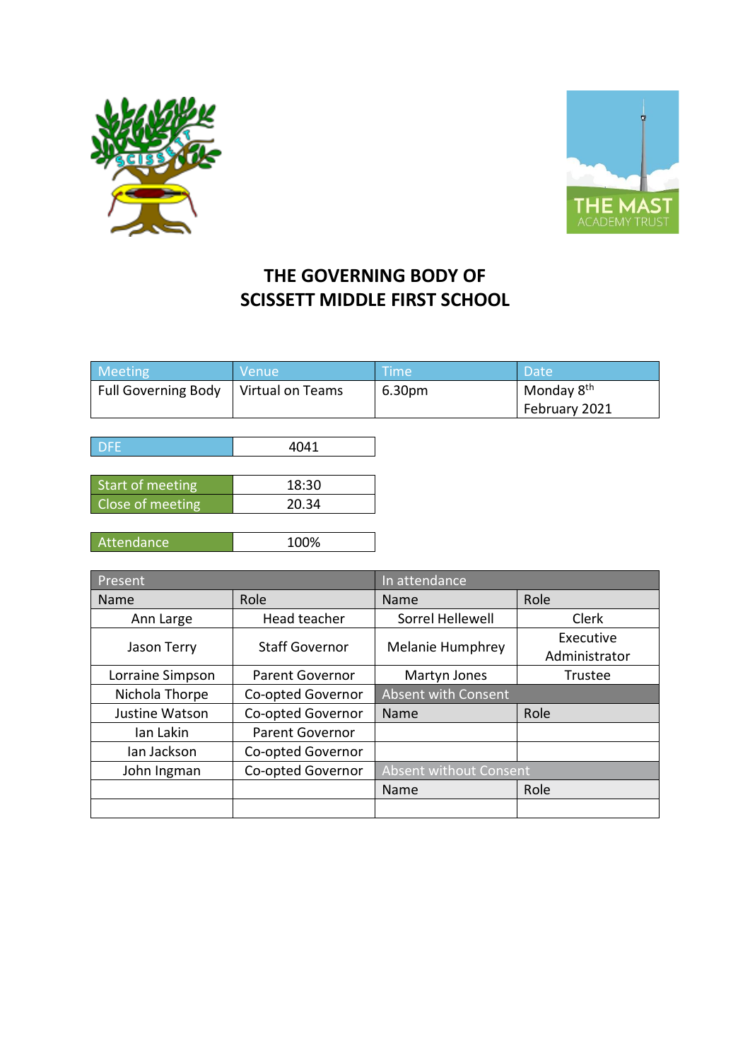# THE GOVERNING BODY OF
# SCISSETT MIDDLE FIRST SCHOOL

| Meeting | Venue | Time | Date |
|---|---|---|---|
| Full Governing Body | Virtual on Teams | 6.30pm | Monday 8th February 2021 |

| DFE | 4041 |
|---|---|

| Start of meeting | 18:30 |
|---|---|
| Close of meeting | 20.34 |

| Attendance | 100% |
|---|---|

| Present | | In attendance | |
|---|---|---|---|
| Name | Role | Name | Role |
| Ann Large | Head teacher | Sorrel Hellewell | Clerk |
| Jason Terry | Staff Governor | Melanie Humphrey | Executive Administrator |
| Lorraine Simpson | Parent Governor | Martyn Jones | Trustee |
| Nichola Thorpe | Co-opted Governor | Absent with Consent | |
| Justine Watson | Co-opted Governor | Name | Role |
| Ian Lakin | Parent Governor | | |
| Ian Jackson | Co-opted Governor | | |
| John Ingman | Co-opted Governor | Absent without Consent | |
| | | Name | Role |
| | | | |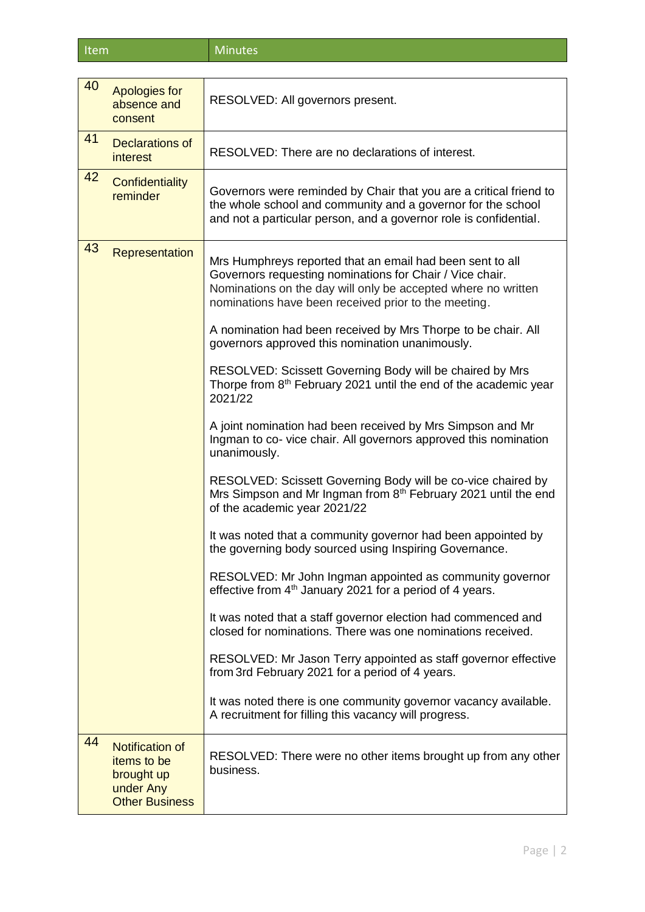| Item | | Minutes |
|---|---|---|
| 40 | Apologies for absence and consent | RESOLVED: All governors present. |
| 41 | Declarations of interest | RESOLVED: There are no declarations of interest. |
| 42 | Confidentiality reminder | Governors were reminded by Chair that you are a critical friend to the whole school and community and a governor for the school and not a particular person, and a governor role is confidential. |
| 43 | Representation | Mrs Humphreys reported that an email had been sent to all Governors requesting nominations for Chair / Vice chair. Nominations on the day will only be accepted where no written nominations have been received prior to the meeting.<br><br>A nomination had been received by Mrs Thorpe to be chair. All governors approved this nomination unanimously.<br><br>RESOLVED: Scissett Governing Body will be chaired by Mrs Thorpe from 8th February 2021 until the end of the academic year 2021/22<br><br>A joint nomination had been received by Mrs Simpson and Mr Ingman to co- vice chair. All governors approved this nomination unanimously.<br><br>RESOLVED: Scissett Governing Body will be co-vice chaired by Mrs Simpson and Mr Ingman from 8th February 2021 until the end of the academic year 2021/22<br><br>It was noted that a community governor had been appointed by the governing body sourced using Inspiring Governance.<br><br>RESOLVED: Mr John Ingman appointed as community governor effective from 4th January 2021 for a period of 4 years.<br><br>It was noted that a staff governor election had commenced and closed for nominations. There was one nominations received.<br><br>RESOLVED: Mr Jason Terry appointed as staff governor effective from 3rd February 2021 for a period of 4 years.<br><br>It was noted there is one community governor vacancy available. A recruitment for filling this vacancy will progress. |
| 44 | Notification of items to be brought up under Any Other Business | RESOLVED: There were no other items brought up from any other business. |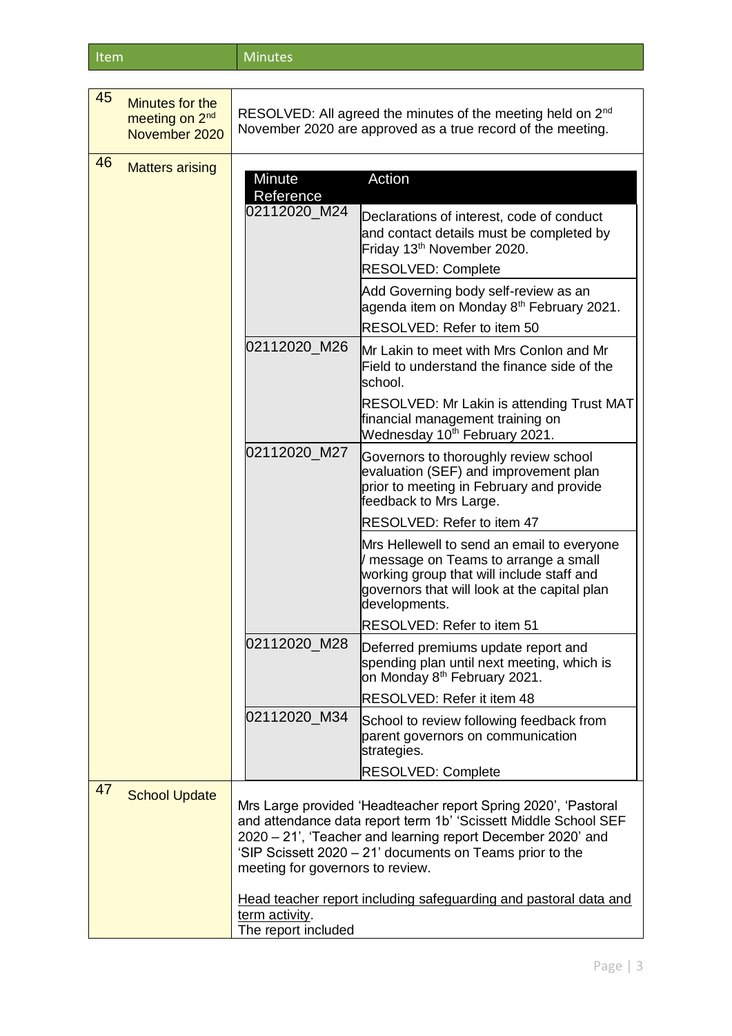| Item | | Minutes |
|---|---|---|
| 45 | Minutes for the meeting on 2nd November 2020 | RESOLVED: All agreed the minutes of the meeting held on 2nd November 2020 are approved as a true record of the meeting. |
| 46 | Matters arising | *(see table below)* |
| 47 | School Update | Mrs Large provided 'Headteacher report Spring 2020', 'Pastoral and attendance data report term 1b' 'Scissett Middle School SEF 2020 – 21', 'Teacher and learning report December 2020' and 'SIP Scissett 2020 – 21' documents on Teams prior to the meeting for governors to review.<br><br><u>Head teacher report including safeguarding and pastoral data and term activity</u>.<br>The report included |

**Matters arising (item 46):**

| Minute Reference | Action |
|---|---|
| 02112020_M24 | Declarations of interest, code of conduct and contact details must be completed by Friday 13th November 2020.<br>RESOLVED: Complete |
| | Add Governing body self-review as an agenda item on Monday 8th February 2021.<br>RESOLVED: Refer to item 50 |
| 02112020_M26 | Mr Lakin to meet with Mrs Conlon and Mr Field to understand the finance side of the school.<br>RESOLVED: Mr Lakin is attending Trust MAT financial management training on Wednesday 10th February 2021. |
| 02112020_M27 | Governors to thoroughly review school evaluation (SEF) and improvement plan prior to meeting in February and provide feedback to Mrs Large.<br>RESOLVED: Refer to item 47 |
| | Mrs Hellewell to send an email to everyone / message on Teams to arrange a small working group that will include staff and governors that will look at the capital plan developments.<br>RESOLVED: Refer to item 51 |
| 02112020_M28 | Deferred premiums update report and spending plan until next meeting, which is on Monday 8th February 2021.<br>RESOLVED: Refer it item 48 |
| 02112020_M34 | School to review following feedback from parent governors on communication strategies.<br>RESOLVED: Complete |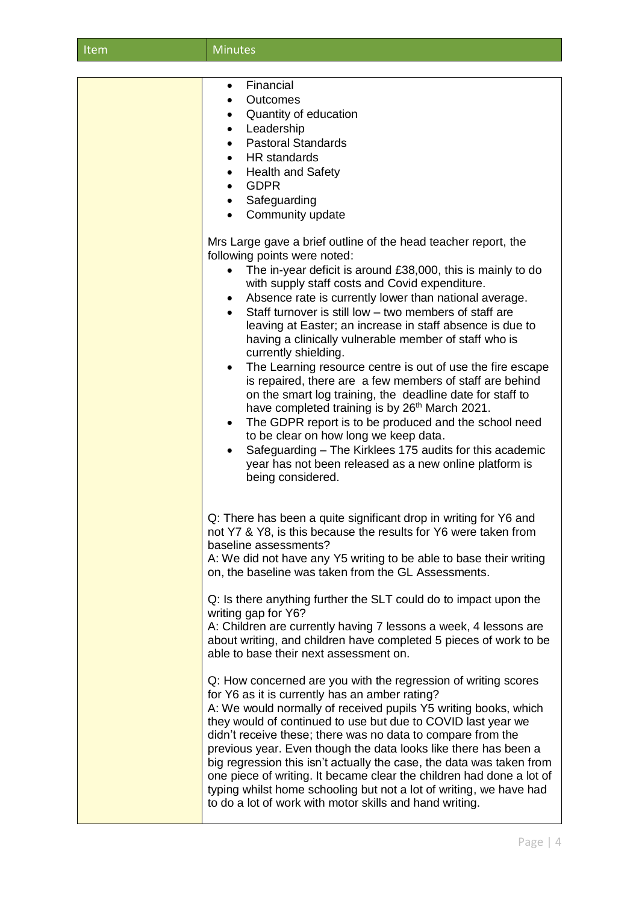| Item | Minutes |
| --- | --- |
| | • Financial<br>• Outcomes<br>• Quantity of education<br>• Leadership<br>• Pastoral Standards<br>• HR standards<br>• Health and Safety<br>• GDPR<br>• Safeguarding<br>• Community update<br><br>Mrs Large gave a brief outline of the head teacher report, the following points were noted:<br>• The in-year deficit is around £38,000, this is mainly to do with supply staff costs and Covid expenditure.<br>• Absence rate is currently lower than national average.<br>• Staff turnover is still low – two members of staff are leaving at Easter; an increase in staff absence is due to having a clinically vulnerable member of staff who is currently shielding.<br>• The Learning resource centre is out of use the fire escape is repaired, there are a few members of staff are behind on the smart log training, the deadline date for staff to have completed training is by 26th March 2021.<br>• The GDPR report is to be produced and the school need to be clear on how long we keep data.<br>• Safeguarding – The Kirklees 175 audits for this academic year has not been released as a new online platform is being considered.<br><br>Q: There has been a quite significant drop in writing for Y6 and not Y7 & Y8, is this because the results for Y6 were taken from baseline assessments?<br>A: We did not have any Y5 writing to be able to base their writing on, the baseline was taken from the GL Assessments.<br><br>Q: Is there anything further the SLT could do to impact upon the writing gap for Y6?<br>A: Children are currently having 7 lessons a week, 4 lessons are about writing, and children have completed 5 pieces of work to be able to base their next assessment on.<br><br>Q: How concerned are you with the regression of writing scores for Y6 as it is currently has an amber rating?<br>A: We would normally of received pupils Y5 writing books, which they would of continued to use but due to COVID last year we didn't receive these; there was no data to compare from the previous year. Even though the data looks like there has been a big regression this isn't actually the case, the data was taken from one piece of writing. It became clear the children had done a lot of typing whilst home schooling but not a lot of writing, we have had to do a lot of work with motor skills and hand writing. |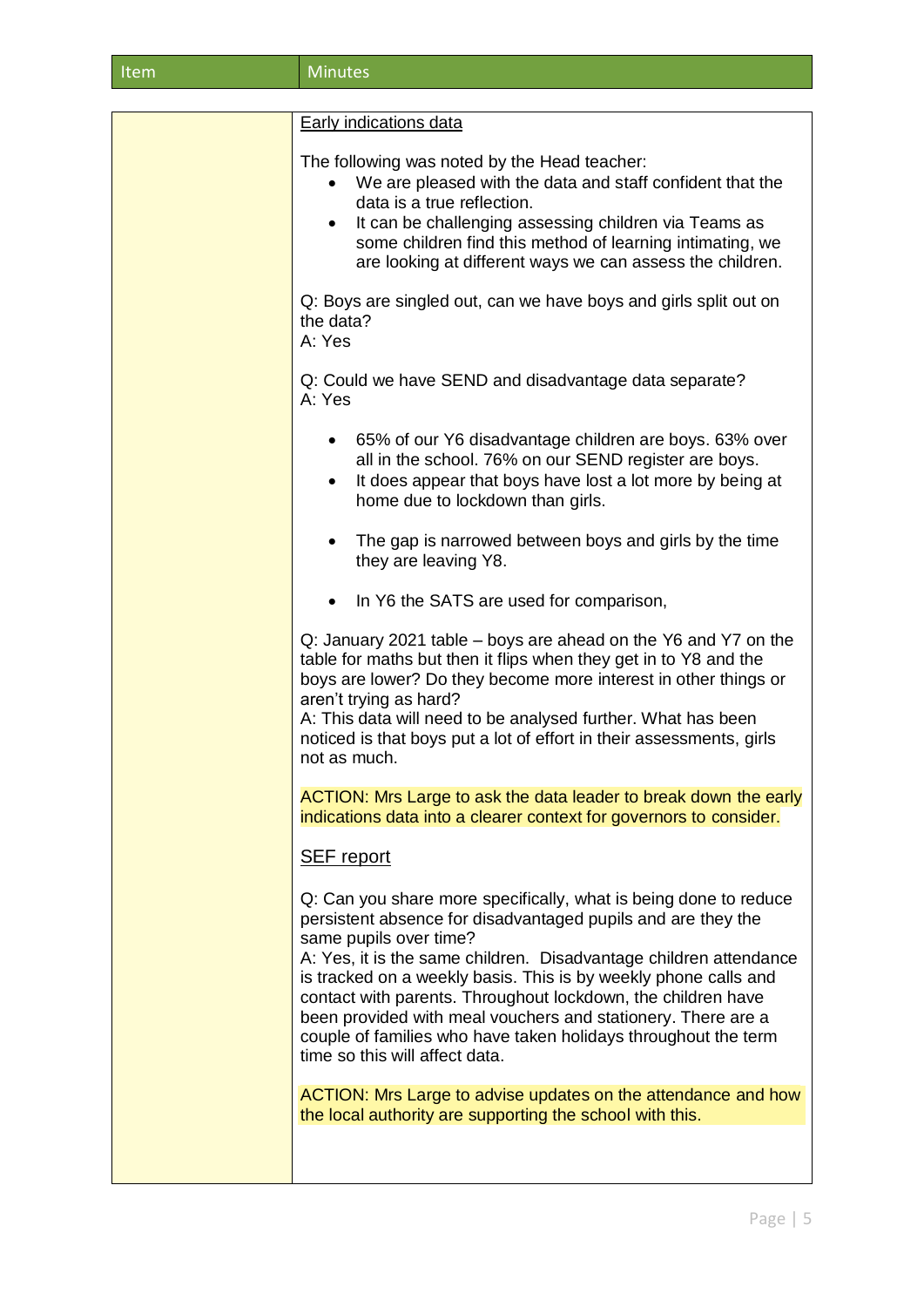| Item | Minutes |
|---|---|

<u>Early indications data</u>

The following was noted by the Head teacher:

- We are pleased with the data and staff confident that the data is a true reflection.
- It can be challenging assessing children via Teams as some children find this method of learning intimating, we are looking at different ways we can assess the children.

Q: Boys are singled out, can we have boys and girls split out on the data?
A: Yes

Q: Could we have SEND and disadvantage data separate?
A: Yes

- 65% of our Y6 disadvantage children are boys. 63% over all in the school. 76% on our SEND register are boys.
- It does appear that boys have lost a lot more by being at home due to lockdown than girls.

- The gap is narrowed between boys and girls by the time they are leaving Y8.

- In Y6 the SATS are used for comparison,

Q: January 2021 table – boys are ahead on the Y6 and Y7 on the table for maths but then it flips when they get in to Y8 and the boys are lower? Do they become more interest in other things or aren't trying as hard?
A: This data will need to be analysed further. What has been noticed is that boys put a lot of effort in their assessments, girls not as much.

ACTION: Mrs Large to ask the data leader to break down the early indications data into a clearer context for governors to consider.

<u>SEF report</u>

Q: Can you share more specifically, what is being done to reduce persistent absence for disadvantaged pupils and are they the same pupils over time?
A: Yes, it is the same children. Disadvantage children attendance is tracked on a weekly basis. This is by weekly phone calls and contact with parents. Throughout lockdown, the children have been provided with meal vouchers and stationery. There are a couple of families who have taken holidays throughout the term time so this will affect data.

ACTION: Mrs Large to advise updates on the attendance and how the local authority are supporting the school with this.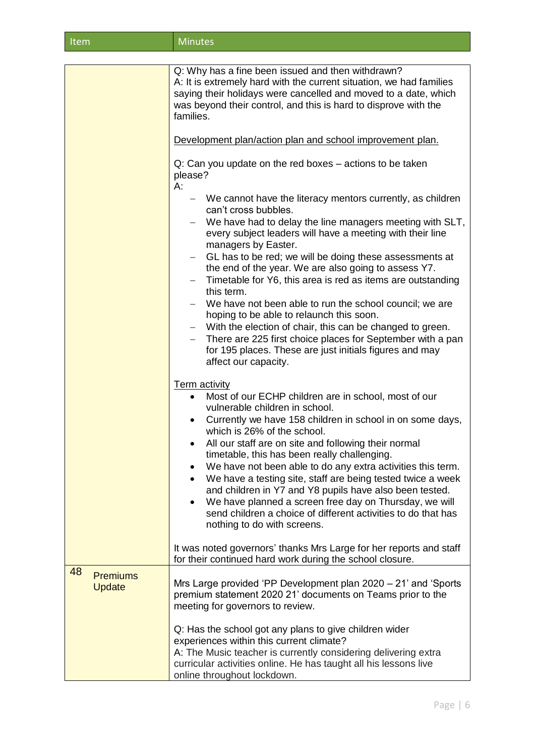| Item | Minutes |
| --- | --- |
| | Q: Why has a fine been issued and then withdrawn?<br>A: It is extremely hard with the current situation, we had families saying their holidays were cancelled and moved to a date, which was beyond their control, and this is hard to disprove with the families.<br><br><u>Development plan/action plan and school improvement plan.</u><br><br>Q: Can you update on the red boxes – actions to be taken please?<br>A:<br>– We cannot have the literacy mentors currently, as children can't cross bubbles.<br>– We have had to delay the line managers meeting with SLT, every subject leaders will have a meeting with their line managers by Easter.<br>– GL has to be red; we will be doing these assessments at the end of the year. We are also going to assess Y7.<br>– Timetable for Y6, this area is red as items are outstanding this term.<br>– We have not been able to run the school council; we are hoping to be able to relaunch this soon.<br>– With the election of chair, this can be changed to green.<br>– There are 225 first choice places for September with a pan for 195 places. These are just initials figures and may affect our capacity.<br><br><u>Term activity</u><br>• Most of our ECHP children are in school, most of our vulnerable children in school.<br>• Currently we have 158 children in school in on some days, which is 26% of the school.<br>• All our staff are on site and following their normal timetable, this has been really challenging.<br>• We have not been able to do any extra activities this term.<br>• We have a testing site, staff are being tested twice a week and children in Y7 and Y8 pupils have also been tested.<br>• We have planned a screen free day on Thursday, we will send children a choice of different activities to do that has nothing to do with screens.<br><br>It was noted governors' thanks Mrs Large for her reports and staff for their continued hard work during the school closure. |
| 48 Premiums Update | Mrs Large provided 'PP Development plan 2020 – 21' and 'Sports premium statement 2020 21' documents on Teams prior to the meeting for governors to review.<br><br>Q: Has the school got any plans to give children wider experiences within this current climate?<br>A: The Music teacher is currently considering delivering extra curricular activities online. He has taught all his lessons live online throughout lockdown. |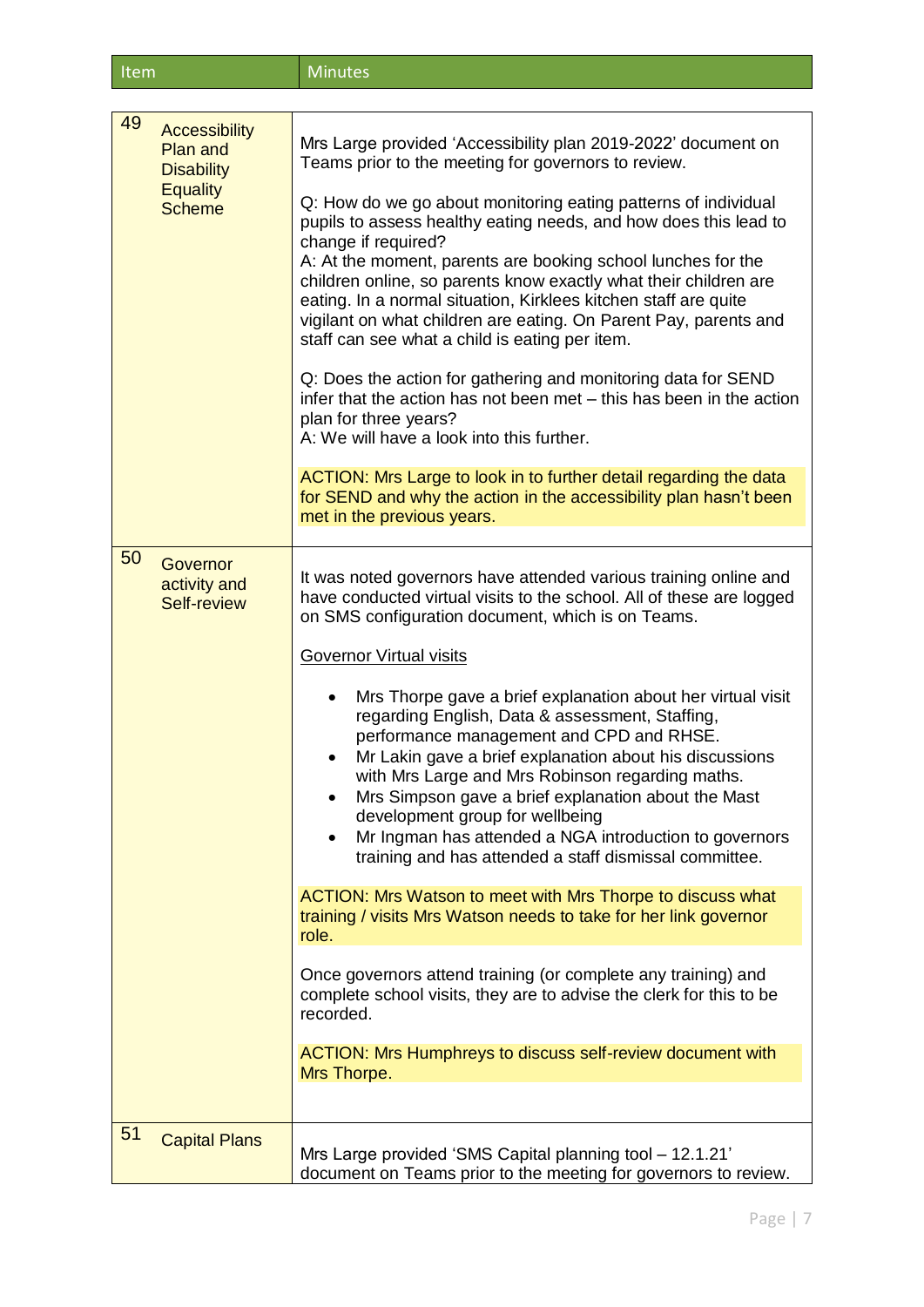| Item | | Minutes |
|---|---|---|
| 49 | Accessibility Plan and Disability Equality Scheme | Mrs Large provided 'Accessibility plan 2019-2022' document on Teams prior to the meeting for governors to review.<br><br>Q: How do we go about monitoring eating patterns of individual pupils to assess healthy eating needs, and how does this lead to change if required?<br>A: At the moment, parents are booking school lunches for the children online, so parents know exactly what their children are eating. In a normal situation, Kirklees kitchen staff are quite vigilant on what children are eating. On Parent Pay, parents and staff can see what a child is eating per item.<br><br>Q: Does the action for gathering and monitoring data for SEND infer that the action has not been met – this has been in the action plan for three years?<br>A: We will have a look into this further.<br><br>ACTION: Mrs Large to look in to further detail regarding the data for SEND and why the action in the accessibility plan hasn't been met in the previous years. |
| 50 | Governor activity and Self-review | It was noted governors have attended various training online and have conducted virtual visits to the school. All of these are logged on SMS configuration document, which is on Teams.<br><br><u>Governor Virtual visits</u><br><br>• Mrs Thorpe gave a brief explanation about her virtual visit regarding English, Data & assessment, Staffing, performance management and CPD and RHSE.<br>• Mr Lakin gave a brief explanation about his discussions with Mrs Large and Mrs Robinson regarding maths.<br>• Mrs Simpson gave a brief explanation about the Mast development group for wellbeing<br>• Mr Ingman has attended a NGA introduction to governors training and has attended a staff dismissal committee.<br><br>ACTION: Mrs Watson to meet with Mrs Thorpe to discuss what training / visits Mrs Watson needs to take for her link governor role.<br><br>Once governors attend training (or complete any training) and complete school visits, they are to advise the clerk for this to be recorded.<br><br>ACTION: Mrs Humphreys to discuss self-review document with Mrs Thorpe. |
| 51 | Capital Plans | Mrs Large provided 'SMS Capital planning tool – 12.1.21' document on Teams prior to the meeting for governors to review. |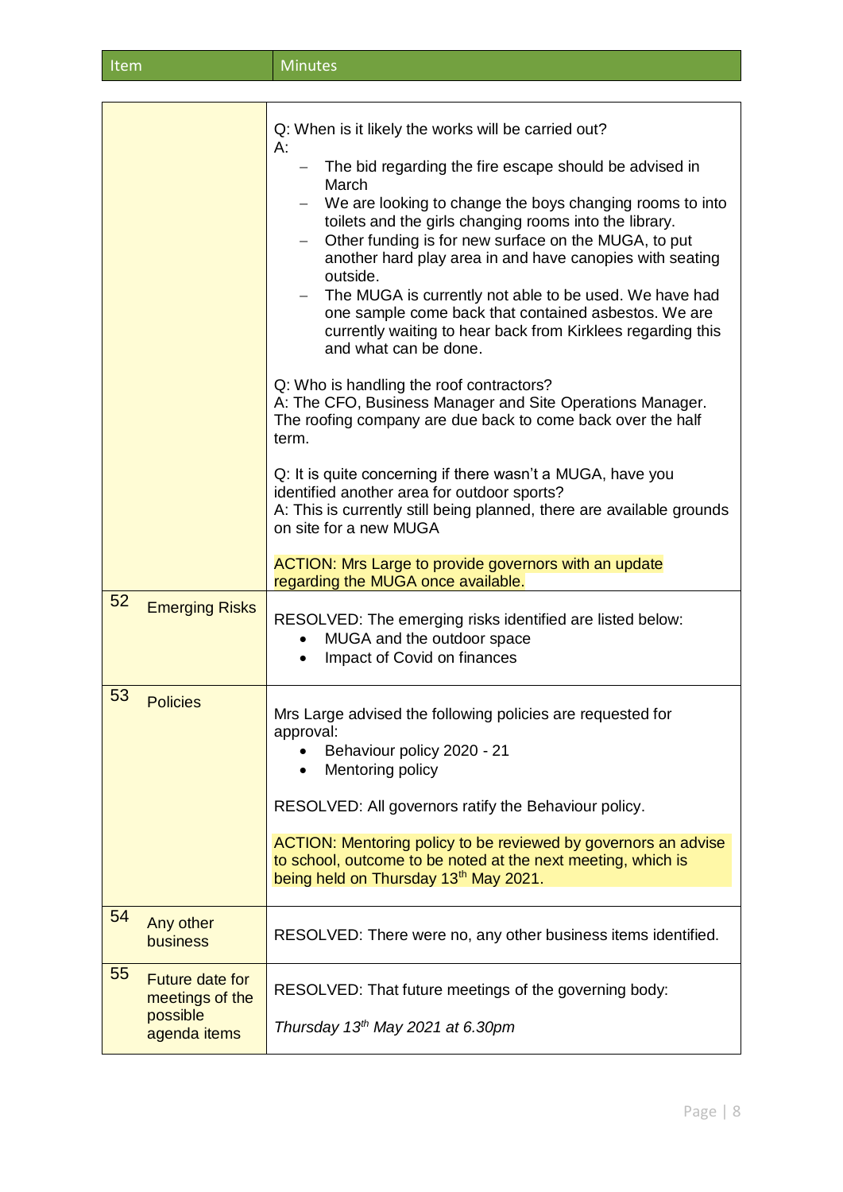| Item | Minutes |
|---|---|
| | Q: When is it likely the works will be carried out?<br>A:<br>– The bid regarding the fire escape should be advised in March<br>– We are looking to change the boys changing rooms to into toilets and the girls changing rooms into the library.<br>– Other funding is for new surface on the MUGA, to put another hard play area in and have canopies with seating outside.<br>– The MUGA is currently not able to be used. We have had one sample come back that contained asbestos. We are currently waiting to hear back from Kirklees regarding this and what can be done.<br><br>Q: Who is handling the roof contractors?<br>A: The CFO, Business Manager and Site Operations Manager. The roofing company are due back to come back over the half term.<br><br>Q: It is quite concerning if there wasn't a MUGA, have you identified another area for outdoor sports?<br>A: This is currently still being planned, there are available grounds on site for a new MUGA<br><br>ACTION: Mrs Large to provide governors with an update regarding the MUGA once available. |
| 52 Emerging Risks | RESOLVED: The emerging risks identified are listed below:<br>• MUGA and the outdoor space<br>• Impact of Covid on finances |
| 53 Policies | Mrs Large advised the following policies are requested for approval:<br>• Behaviour policy 2020 - 21<br>• Mentoring policy<br><br>RESOLVED: All governors ratify the Behaviour policy.<br><br>ACTION: Mentoring policy to be reviewed by governors an advise to school, outcome to be noted at the next meeting, which is being held on Thursday 13th May 2021. |
| 54 Any other business | RESOLVED: There were no, any other business items identified. |
| 55 Future date for meetings of the possible agenda items | RESOLVED: That future meetings of the governing body:<br><br>*Thursday 13th May 2021 at 6.30pm* |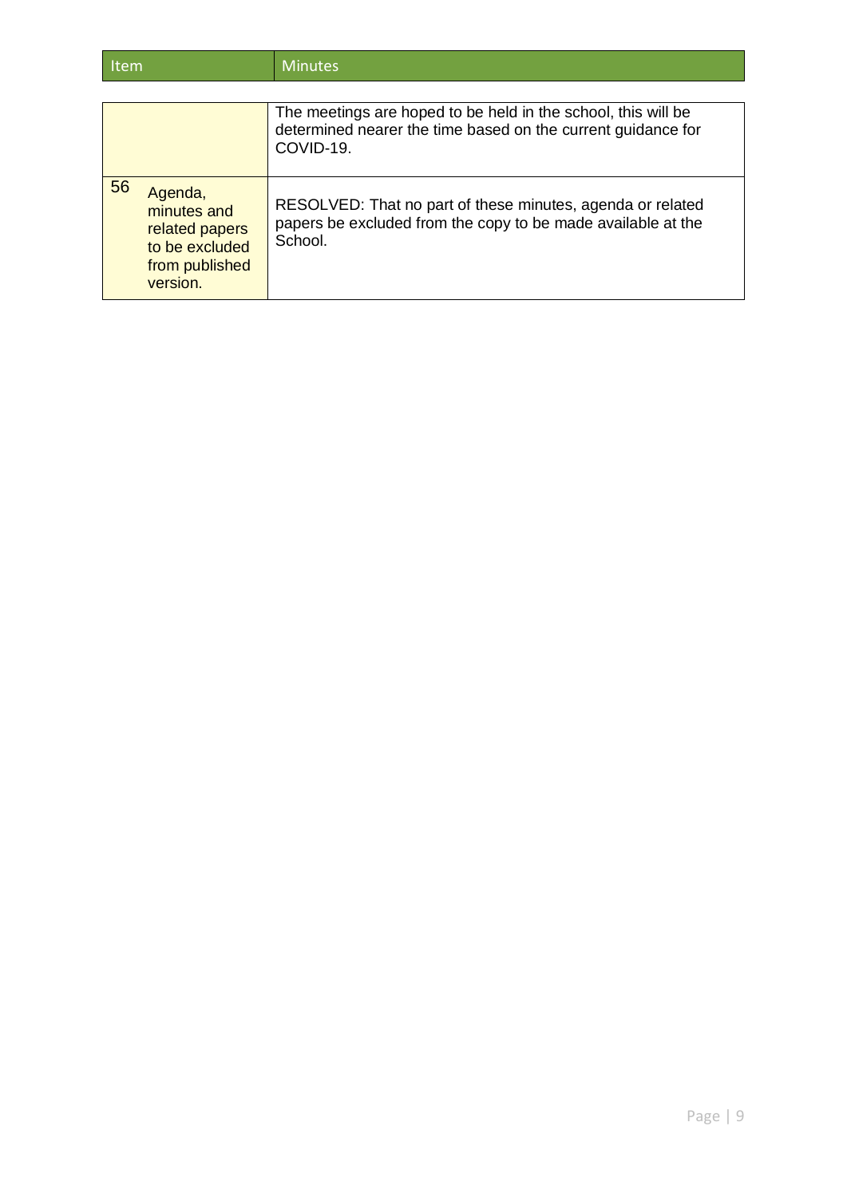| Item | | Minutes |
|---|---|---|
| | | The meetings are hoped to be held in the school, this will be determined nearer the time based on the current guidance for COVID-19. |
| 56 | Agenda, minutes and related papers to be excluded from published version. | RESOLVED: That no part of these minutes, agenda or related papers be excluded from the copy to be made available at the School. |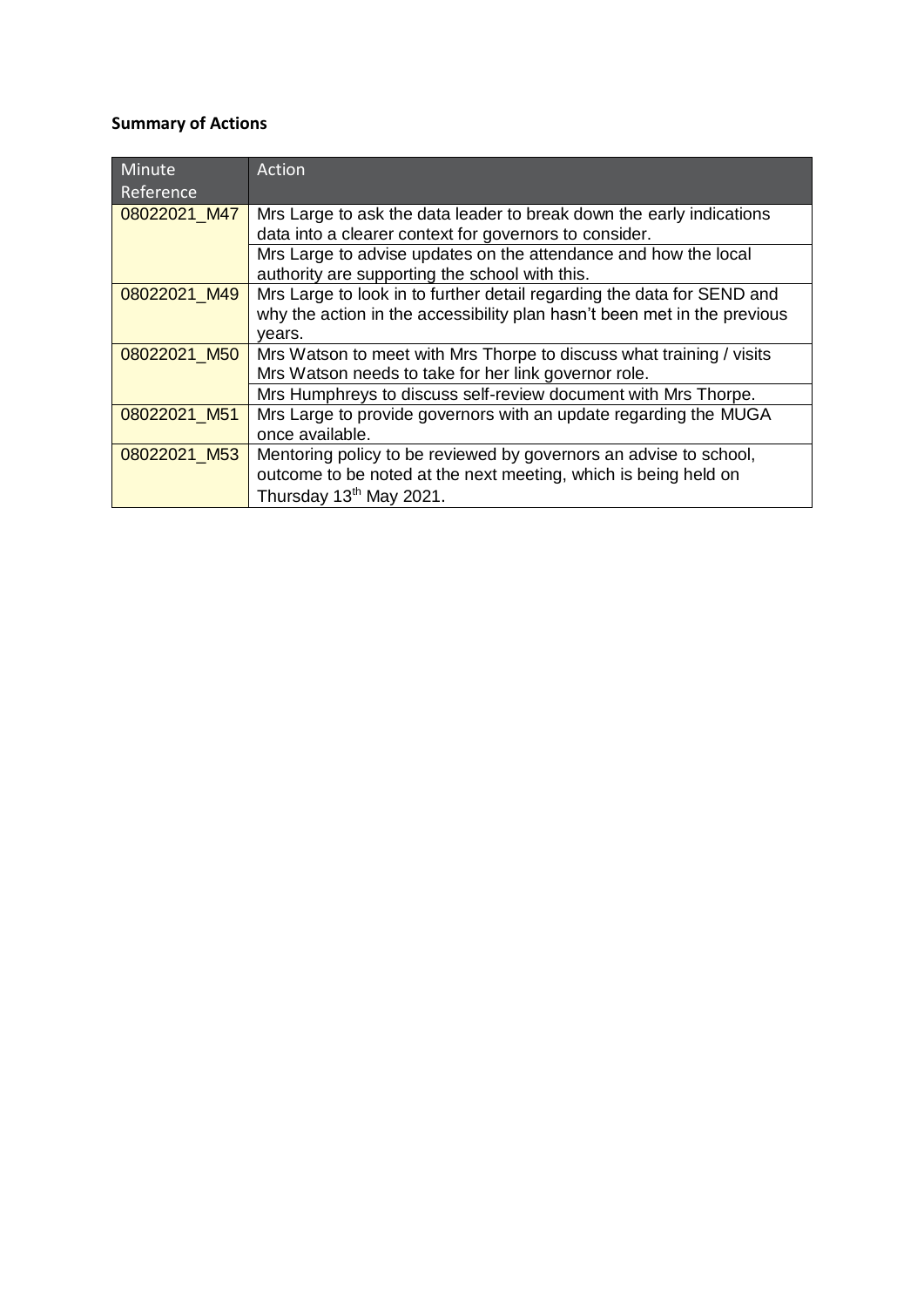**Summary of Actions**

| Minute Reference | Action |
|---|---|
| 08022021_M47 | Mrs Large to ask the data leader to break down the early indications data into a clearer context for governors to consider. |
| | Mrs Large to advise updates on the attendance and how the local authority are supporting the school with this. |
| 08022021_M49 | Mrs Large to look in to further detail regarding the data for SEND and why the action in the accessibility plan hasn't been met in the previous years. |
| 08022021_M50 | Mrs Watson to meet with Mrs Thorpe to discuss what training / visits Mrs Watson needs to take for her link governor role. |
| | Mrs Humphreys to discuss self-review document with Mrs Thorpe. |
| 08022021_M51 | Mrs Large to provide governors with an update regarding the MUGA once available. |
| 08022021_M53 | Mentoring policy to be reviewed by governors an advise to school, outcome to be noted at the next meeting, which is being held on Thursday 13th May 2021. |